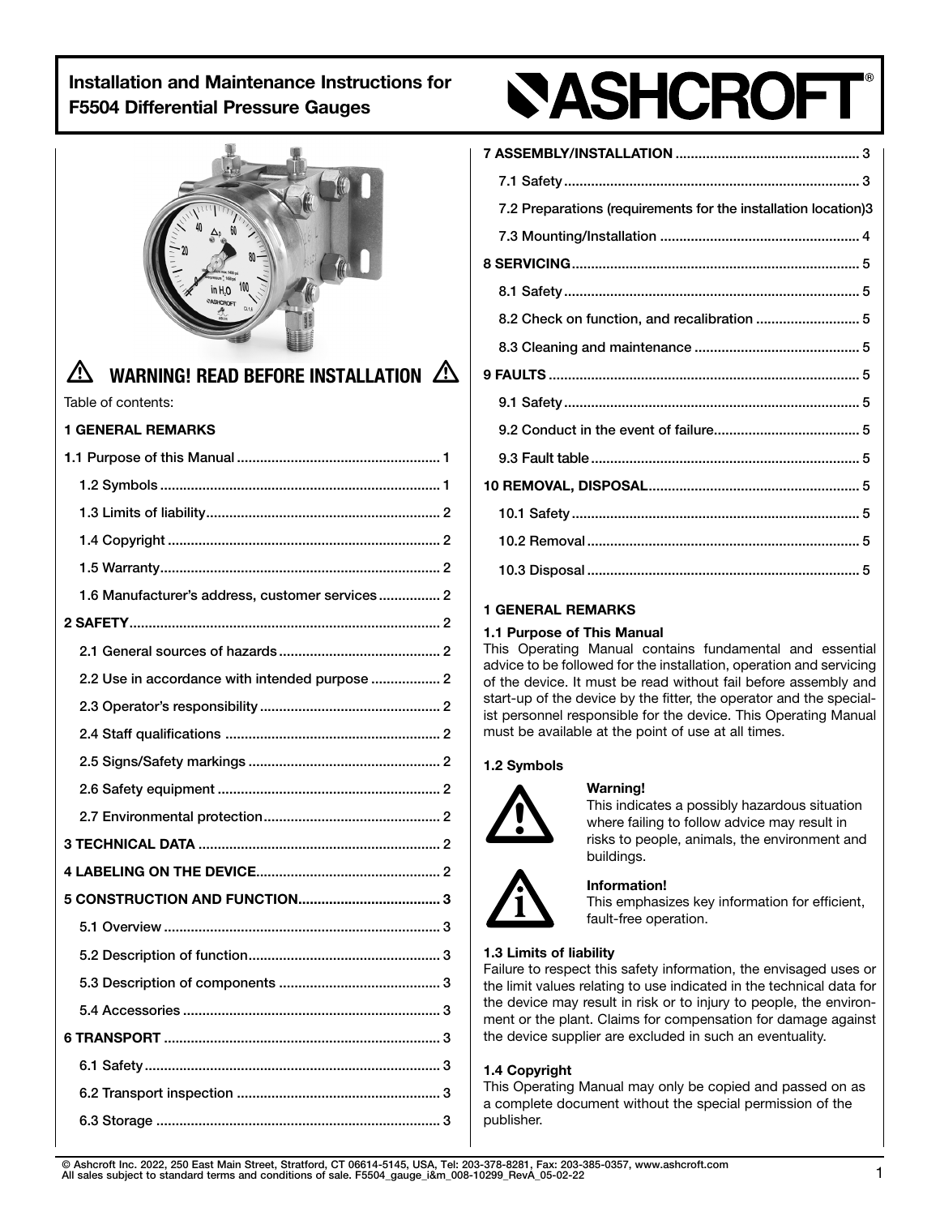# Installation and Maintenance Instructions for F5504 Differential Pressure Gauges

ASHCROFT®

## ⚠ WARNING! READ BEFORE INSTALLATION ⚠

Table of contents:

**1 GENERAL REMARKS**

1.1 Purpose of this Manual .................................................... 1
- 1.2 Symbols ....................................................................... 1
- 1.3 Limits of liability........................................................... 2
- 1.4 Copyright ..................................................................... 2
- 1.5 Warranty....................................................................... 2
- 1.6 Manufacturer's address, customer services ................ 2

**2 SAFETY**............................................................................... 2
- 2.1 General sources of hazards .......................................... 2
- 2.2 Use in accordance with intended purpose .................. 2
- 2.3 Operator's responsibility .............................................. 2
- 2.4 Staff qualifications ....................................................... 2
- 2.5 Signs/Safety markings ................................................. 2
- 2.6 Safety equipment ......................................................... 2
- 2.7 Environmental protection............................................. 2

**3 TECHNICAL DATA** .............................................................. 2

**4 LABELING ON THE DEVICE**............................................... 2

**5 CONSTRUCTION AND FUNCTION**.................................... 3
- 5.1 Overview ....................................................................... 3
- 5.2 Description of function................................................. 3
- 5.3 Description of components .......................................... 3
- 5.4 Accessories .................................................................. 3

**6 TRANSPORT** ....................................................................... 3
- 6.1 Safety............................................................................ 3
- 6.2 Transport inspection .................................................... 3
- 6.3 Storage ......................................................................... 3

**7 ASSEMBLY/INSTALLATION** ............................................... 3
- 7.1 Safety............................................................................ 3
- 7.2 Preparations (requirements for the installation location)3
- 7.3 Mounting/Installation ................................................... 4

**8 SERVICING**.......................................................................... 5
- 8.1 Safety............................................................................ 5
- 8.2 Check on function, and recalibration ........................... 5
- 8.3 Cleaning and maintenance .......................................... 5

**9 FAULTS** ................................................................................ 5
- 9.1 Safety............................................................................ 5
- 9.2 Conduct in the event of failure..................................... 5
- 9.3 Fault table ..................................................................... 5

**10 REMOVAL, DISPOSAL**...................................................... 5
- 10.1 Safety.......................................................................... 5
- 10.2 Removal ...................................................................... 5
- 10.3 Disposal ...................................................................... 5

## 1 GENERAL REMARKS

### 1.1 Purpose of This Manual

This Operating Manual contains fundamental and essential advice to be followed for the installation, operation and servicing of the device. It must be read without fail before assembly and start-up of the device by the fitter, the operator and the specialist personnel responsible for the device. This Operating Manual must be available at the point of use at all times.

### 1.2 Symbols

**Warning!**
This indicates a possibly hazardous situation where failing to follow advice may result in risks to people, animals, the environment and buildings.

**Information!**
This emphasizes key information for efficient, fault-free operation.

### 1.3 Limits of liability

Failure to respect this safety information, the envisaged uses or the limit values relating to use indicated in the technical data for the device may result in risk or to injury to people, the environment or the plant. Claims for compensation for damage against the device supplier are excluded in such an eventuality.

### 1.4 Copyright

This Operating Manual may only be copied and passed on as a complete document without the special permission of the publisher.

© Ashcroft Inc. 2022, 250 East Main Street, Stratford, CT 06614-5145, USA, Tel: 203-378-8281, Fax: 203-385-0357, www.ashcroft.com
All sales subject to standard terms and conditions of sale. F5504_gauge_i&m_008-10299_RevA_05-02-22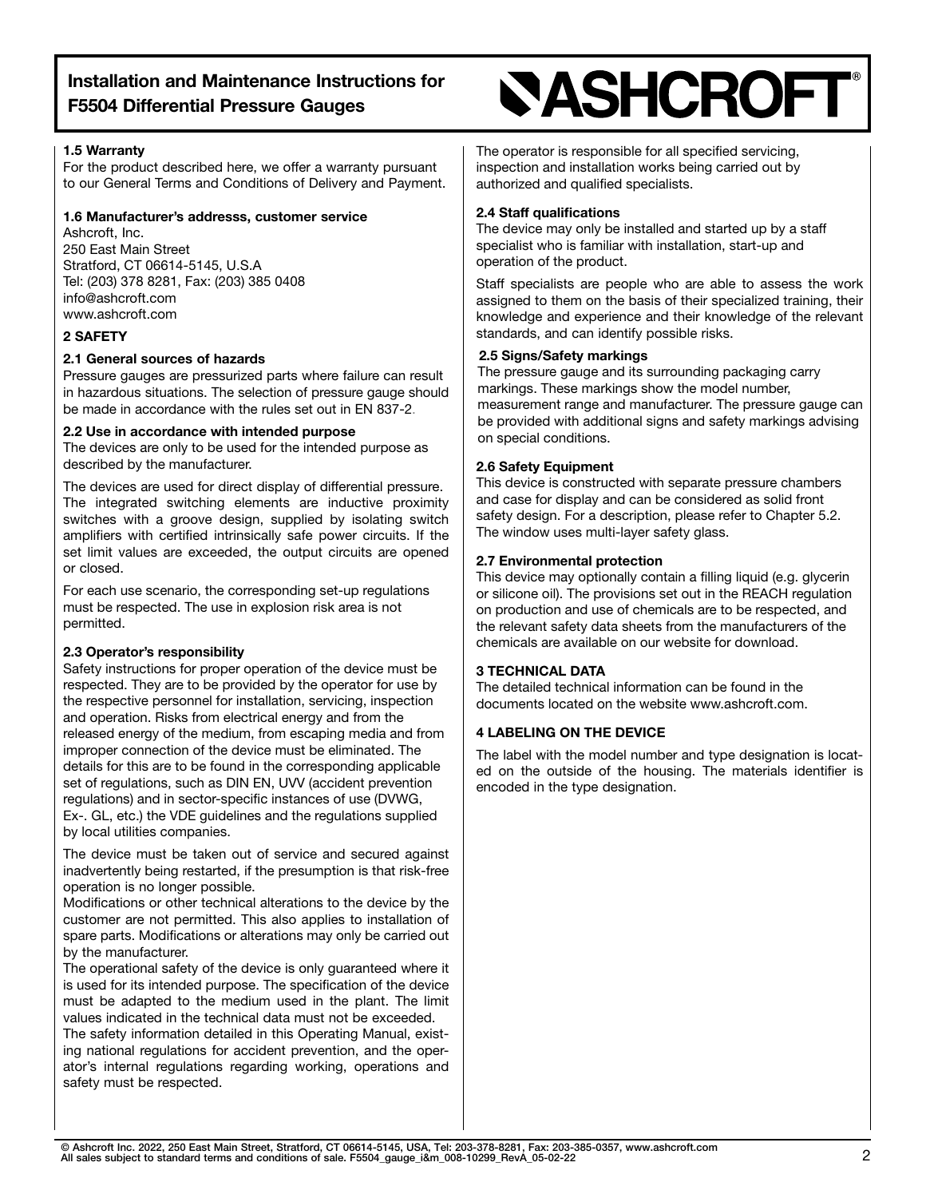### 1.5 Warranty

For the product described here, we offer a warranty pursuant to our General Terms and Conditions of Delivery and Payment.

### 1.6 Manufacturer's addresss, customer service

Ashcroft, Inc.
250 East Main Street
Stratford, CT 06614-5145, U.S.A
Tel: (203) 378 8281, Fax: (203) 385 0408
info@ashcroft.com
www.ashcroft.com

## 2 SAFETY

### 2.1 General sources of hazards

Pressure gauges are pressurized parts where failure can result in hazardous situations. The selection of pressure gauge should be made in accordance with the rules set out in EN 837-2.

### 2.2 Use in accordance with intended purpose

The devices are only to be used for the intended purpose as described by the manufacturer.

The devices are used for direct display of differential pressure. The integrated switching elements are inductive proximity switches with a groove design, supplied by isolating switch amplifiers with certified intrinsically safe power circuits. If the set limit values are exceeded, the output circuits are opened or closed.

For each use scenario, the corresponding set-up regulations must be respected. The use in explosion risk area is not permitted.

### 2.3 Operator's responsibility

Safety instructions for proper operation of the device must be respected. They are to be provided by the operator for use by the respective personnel for installation, servicing, inspection and operation. Risks from electrical energy and from the released energy of the medium, from escaping media and from improper connection of the device must be eliminated. The details for this are to be found in the corresponding applicable set of regulations, such as DIN EN, UVV (accident prevention regulations) and in sector-specific instances of use (DVWG, Ex-. GL, etc.) the VDE guidelines and the regulations supplied by local utilities companies.

The device must be taken out of service and secured against inadvertently being restarted, if the presumption is that risk-free operation is no longer possible.
Modifications or other technical alterations to the device by the customer are not permitted. This also applies to installation of spare parts. Modifications or alterations may only be carried out by the manufacturer.
The operational safety of the device is only guaranteed where it is used for its intended purpose. The specification of the device must be adapted to the medium used in the plant. The limit values indicated in the technical data must not be exceeded.
The safety information detailed in this Operating Manual, existing national regulations for accident prevention, and the operator's internal regulations regarding working, operations and safety must be respected.

The operator is responsible for all specified servicing, inspection and installation works being carried out by authorized and qualified specialists.

### 2.4 Staff qualifications

The device may only be installed and started up by a staff specialist who is familiar with installation, start-up and operation of the product.

Staff specialists are people who are able to assess the work assigned to them on the basis of their specialized training, their knowledge and experience and their knowledge of the relevant standards, and can identify possible risks.

### 2.5 Signs/Safety markings

The pressure gauge and its surrounding packaging carry markings. These markings show the model number, measurement range and manufacturer. The pressure gauge can be provided with additional signs and safety markings advising on special conditions.

### 2.6 Safety Equipment

This device is constructed with separate pressure chambers and case for display and can be considered as solid front safety design. For a description, please refer to Chapter 5.2. The window uses multi-layer safety glass.

### 2.7 Environmental protection

This device may optionally contain a filling liquid (e.g. glycerin or silicone oil). The provisions set out in the REACH regulation on production and use of chemicals are to be respected, and the relevant safety data sheets from the manufacturers of the chemicals are available on our website for download.

## 3 TECHNICAL DATA

The detailed technical information can be found in the documents located on the website www.ashcroft.com.

## 4 LABELING ON THE DEVICE

The label with the model number and type designation is located on the outside of the housing. The materials identifier is encoded in the type designation.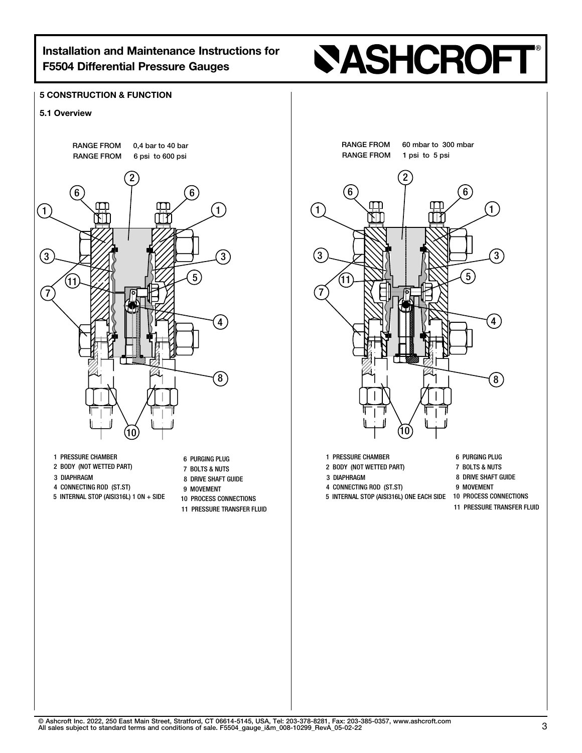## 5 CONSTRUCTION & FUNCTION

### 5.1 Overview

RANGE FROM 0,4 bar to 40 bar
RANGE FROM 6 psi to 600 psi

1 PRESSURE CHAMBER
2 BODY (NOT WETTED PART)
3 DIAPHRAGM
4 CONNECTING ROD (ST.ST)
5 INTERNAL STOP (AISI316L) 1 ON + SIDE
6 PURGING PLUG
7 BOLTS & NUTS
8 DRIVE SHAFT GUIDE
9 MOVEMENT
10 PROCESS CONNECTIONS
11 PRESSURE TRANSFER FLUID

RANGE FROM 60 mbar to 300 mbar
RANGE FROM 1 psi to 5 psi

1 PRESSURE CHAMBER
2 BODY (NOT WETTED PART)
3 DIAPHRAGM
4 CONNECTING ROD (ST.ST)
5 INTERNAL STOP (AISI316L) ONE EACH SIDE
6 PURGING PLUG
7 BOLTS & NUTS
8 DRIVE SHAFT GUIDE
9 MOVEMENT
10 PROCESS CONNECTIONS
11 PRESSURE TRANSFER FLUID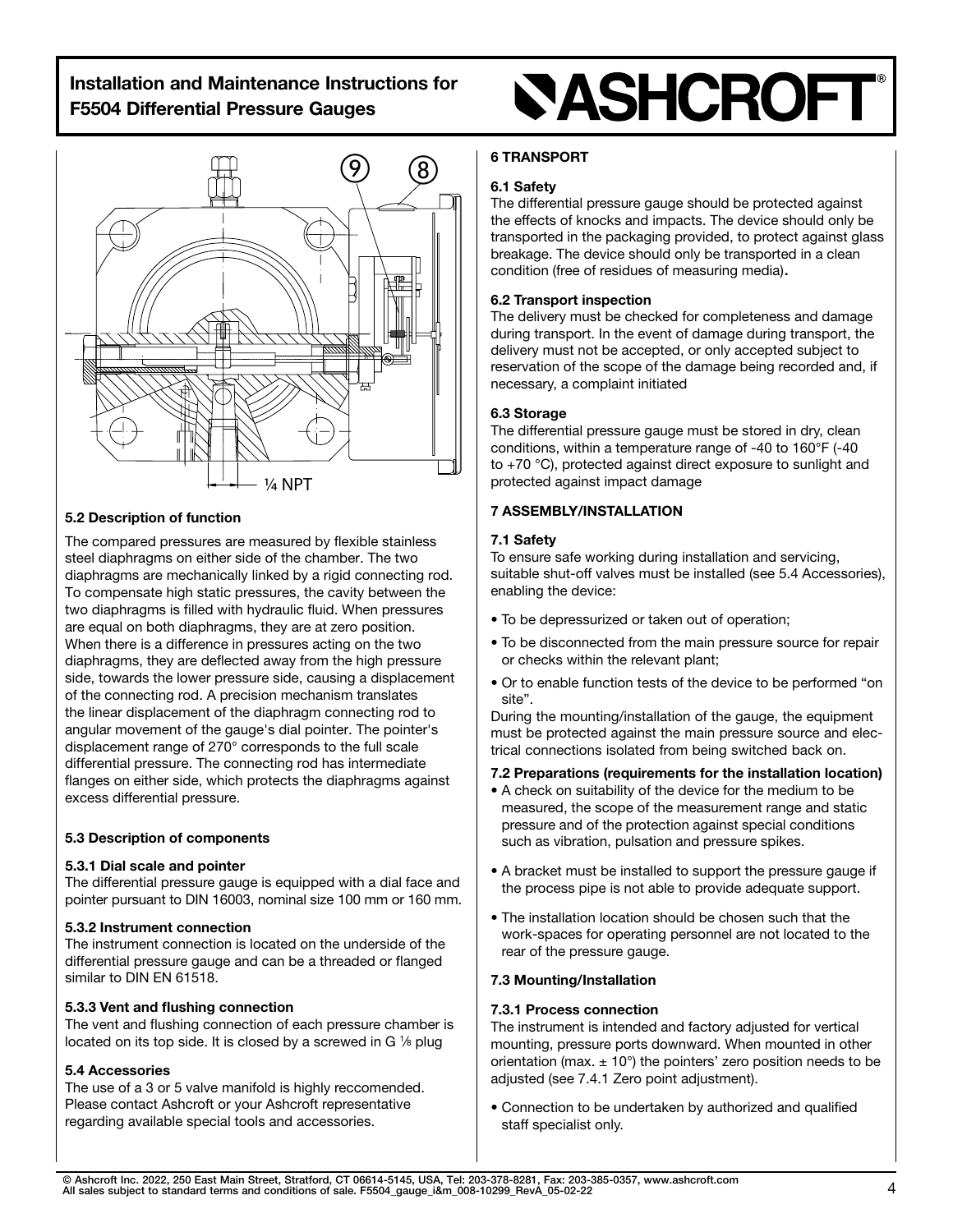9

8

¼ NPT

### 5.2 Description of function

The compared pressures are measured by flexible stainless steel diaphragms on either side of the chamber. The two diaphragms are mechanically linked by a rigid connecting rod. To compensate high static pressures, the cavity between the two diaphragms is filled with hydraulic fluid. When pressures are equal on both diaphragms, they are at zero position. When there is a difference in pressures acting on the two diaphragms, they are deflected away from the high pressure side, towards the lower pressure side, causing a displacement of the connecting rod. A precision mechanism translates the linear displacement of the diaphragm connecting rod to angular movement of the gauge's dial pointer. The pointer's displacement range of 270° corresponds to the full scale differential pressure. The connecting rod has intermediate flanges on either side, which protects the diaphragms against excess differential pressure.

### 5.3 Description of components

#### 5.3.1 Dial scale and pointer

The differential pressure gauge is equipped with a dial face and pointer pursuant to DIN 16003, nominal size 100 mm or 160 mm.

#### 5.3.2 Instrument connection

The instrument connection is located on the underside of the differential pressure gauge and can be a threaded or flanged similar to DIN EN 61518.

#### 5.3.3 Vent and flushing connection

The vent and flushing connection of each pressure chamber is located on its top side. It is closed by a screwed in G ⅛ plug

### 5.4 Accessories

The use of a 3 or 5 valve manifold is highly reccomended. Please contact Ashcroft or your Ashcroft representative regarding available special tools and accessories.

## 6 TRANSPORT

### 6.1 Safety

The differential pressure gauge should be protected against the effects of knocks and impacts. The device should only be transported in the packaging provided, to protect against glass breakage. The device should only be transported in a clean condition (free of residues of measuring media).

### 6.2 Transport inspection

The delivery must be checked for completeness and damage during transport. In the event of damage during transport, the delivery must not be accepted, or only accepted subject to reservation of the scope of the damage being recorded and, if necessary, a complaint initiated

### 6.3 Storage

The differential pressure gauge must be stored in dry, clean conditions, within a temperature range of -40 to 160°F (-40 to +70 °C), protected against direct exposure to sunlight and protected against impact damage

## 7 ASSEMBLY/INSTALLATION

### 7.1 Safety

To ensure safe working during installation and servicing, suitable shut-off valves must be installed (see 5.4 Accessories), enabling the device:

- To be depressurized or taken out of operation;
- To be disconnected from the main pressure source for repair or checks within the relevant plant;
- Or to enable function tests of the device to be performed "on site".

During the mounting/installation of the gauge, the equipment must be protected against the main pressure source and electrical connections isolated from being switched back on.

### 7.2 Preparations (requirements for the installation location)

- A check on suitability of the device for the medium to be measured, the scope of the measurement range and static pressure and of the protection against special conditions such as vibration, pulsation and pressure spikes.
- A bracket must be installed to support the pressure gauge if the process pipe is not able to provide adequate support.
- The installation location should be chosen such that the work-spaces for operating personnel are not located to the rear of the pressure gauge.

### 7.3 Mounting/Installation

#### 7.3.1 Process connection

The instrument is intended and factory adjusted for vertical mounting, pressure ports downward. When mounted in other orientation (max. ± 10°) the pointers' zero position needs to be adjusted (see 7.4.1 Zero point adjustment).

- Connection to be undertaken by authorized and qualified staff specialist only.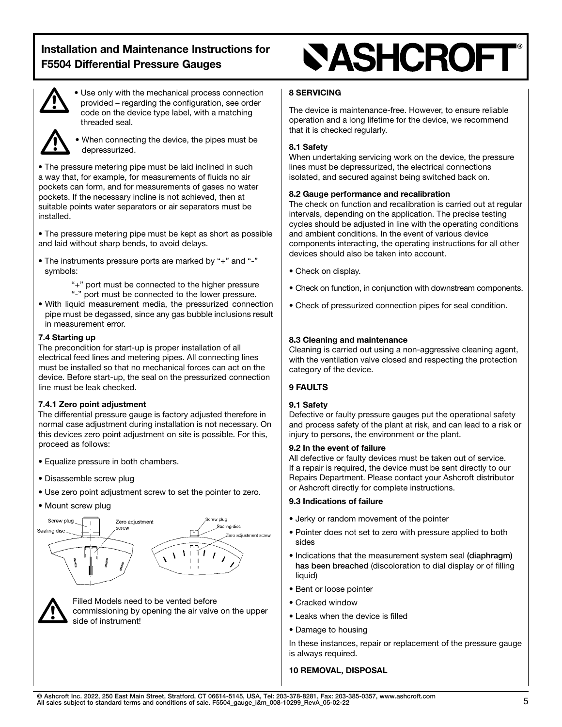# Installation and Maintenance Instructions for F5504 Differential Pressure Gauges

- Use only with the mechanical process connection provided – regarding the configuration, see order code on the device type label, with a matching threaded seal.
- When connecting the device, the pipes must be depressurized.

- The pressure metering pipe must be laid inclined in such a way that, for example, for measurements of fluids no air pockets can form, and for measurements of gases no water pockets. If the necessary incline is not achieved, then at suitable points water separators or air separators must be installed.
- The pressure metering pipe must be kept as short as possible and laid without sharp bends, to avoid delays.
- The instruments pressure ports are marked by "+" and "-" symbols:

  "+" port must be connected to the higher pressure
  "-" port must be connected to the lower pressure.
- With liquid measurement media, the pressurized connection pipe must be degassed, since any gas bubble inclusions result in measurement error.

### 7.4 Starting up

The precondition for start-up is proper installation of all electrical feed lines and metering pipes. All connecting lines must be installed so that no mechanical forces can act on the device. Before start-up, the seal on the pressurized connection line must be leak checked.

### 7.4.1 Zero point adjustment

The differential pressure gauge is factory adjusted therefore in normal case adjustment during installation is not necessary. On this devices zero point adjustment on site is possible. For this, proceed as follows:

- Equalize pressure in both chambers.
- Disassemble screw plug
- Use zero point adjustment screw to set the pointer to zero.
- Mount screw plug

Screw plug
Sealing disc
Zero adjustment screw

Screw plug
Sealing disc
Zero adjustment screw

Filled Models need to be vented before commissioning by opening the air valve on the upper side of instrument!

## 8 SERVICING

The device is maintenance-free. However, to ensure reliable operation and a long lifetime for the device, we recommend that it is checked regularly.

### 8.1 Safety

When undertaking servicing work on the device, the pressure lines must be depressurized, the electrical connections isolated, and secured against being switched back on.

### 8.2 Gauge performance and recalibration

The check on function and recalibration is carried out at regular intervals, depending on the application. The precise testing cycles should be adjusted in line with the operating conditions and ambient conditions. In the event of various device components interacting, the operating instructions for all other devices should also be taken into account.

- Check on display.
- Check on function, in conjunction with downstream components.
- Check of pressurized connection pipes for seal condition.

### 8.3 Cleaning and maintenance

Cleaning is carried out using a non-aggressive cleaning agent, with the ventilation valve closed and respecting the protection category of the device.

## 9 FAULTS

### 9.1 Safety

Defective or faulty pressure gauges put the operational safety and process safety of the plant at risk, and can lead to a risk or injury to persons, the environment or the plant.

### 9.2 In the event of failure

All defective or faulty devices must be taken out of service. If a repair is required, the device must be sent directly to our Repairs Department. Please contact your Ashcroft distributor or Ashcroft directly for complete instructions.

### 9.3 Indications of failure

- Jerky or random movement of the pointer
- Pointer does not set to zero with pressure applied to both sides
- Indications that the measurement system seal **(diaphragm) has been breached** (discoloration to dial display or of filling liquid)
- Bent or loose pointer
- Cracked window
- Leaks when the device is filled
- Damage to housing

In these instances, repair or replacement of the pressure gauge is always required.

## 10 REMOVAL, DISPOSAL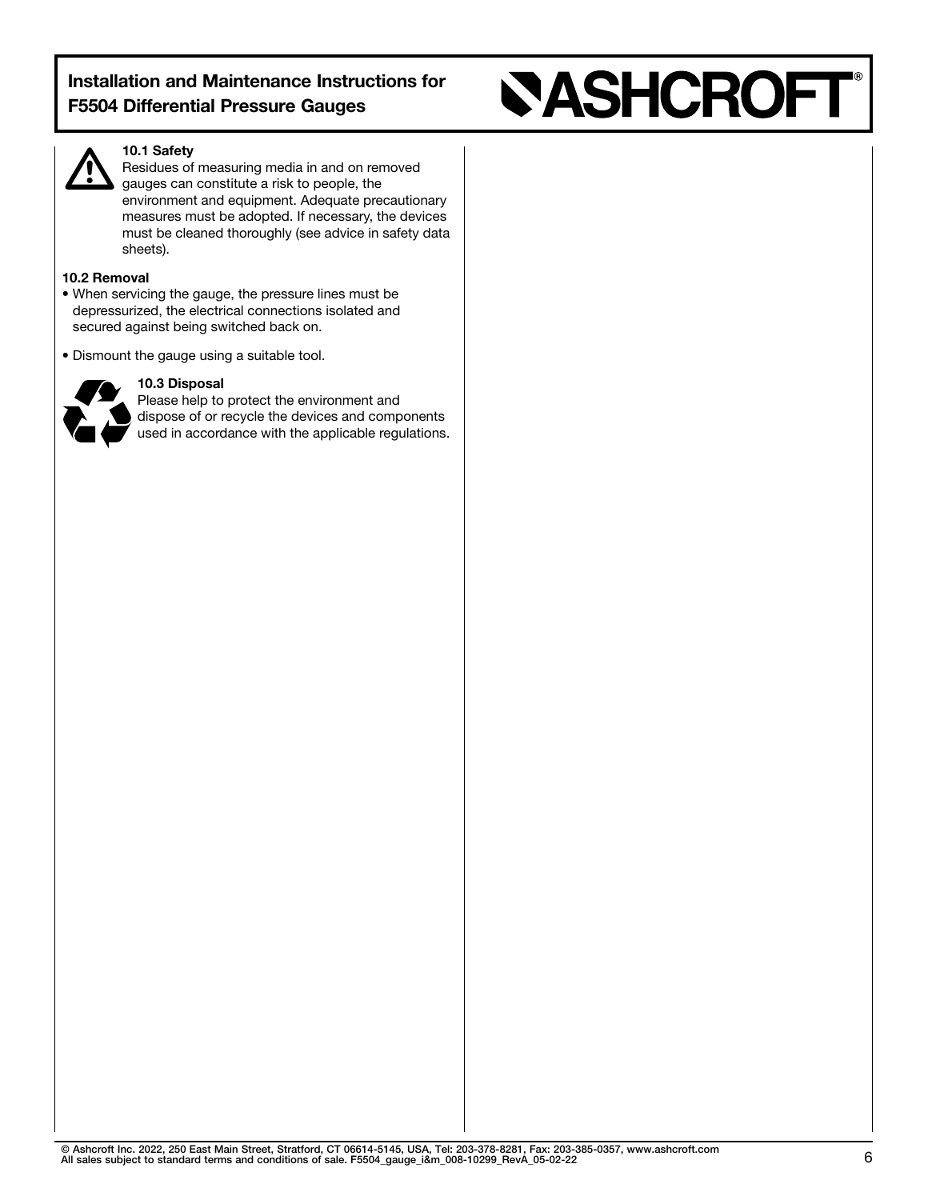### 10.1 Safety

Residues of measuring media in and on removed gauges can constitute a risk to people, the environment and equipment. Adequate precautionary measures must be adopted. If necessary, the devices must be cleaned thoroughly (see advice in safety data sheets).

### 10.2 Removal

- When servicing the gauge, the pressure lines must be depressurized, the electrical connections isolated and secured against being switched back on.
- Dismount the gauge using a suitable tool.

### 10.3 Disposal

Please help to protect the environment and dispose of or recycle the devices and components used in accordance with the applicable regulations.